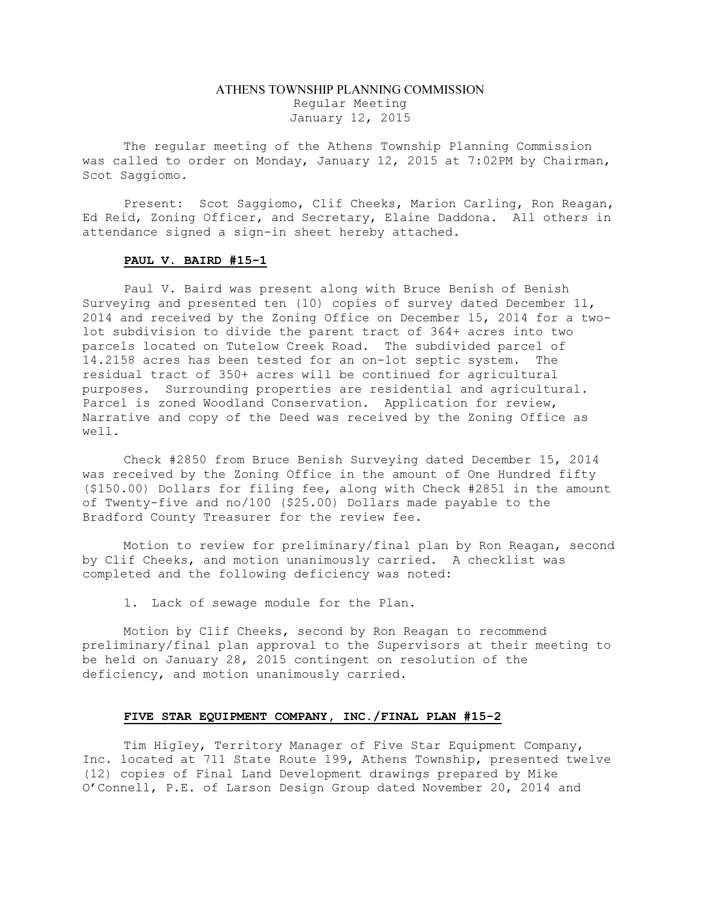# ATHENS TOWNSHIP PLANNING COMMISSION

Regular Meeting
January 12, 2015

The regular meeting of the Athens Township Planning Commission was called to order on Monday, January 12, 2015 at 7:02PM by Chairman, Scot Saggiomo.

Present: Scot Saggiomo, Clif Cheeks, Marion Carling, Ron Reagan, Ed Reid, Zoning Officer, and Secretary, Elaine Daddona. All others in attendance signed a sign-in sheet hereby attached.

**PAUL V. BAIRD #15-1**

Paul V. Baird was present along with Bruce Benish of Benish Surveying and presented ten (10) copies of survey dated December 11, 2014 and received by the Zoning Office on December 15, 2014 for a two-lot subdivision to divide the parent tract of 364+ acres into two parcels located on Tutelow Creek Road. The subdivided parcel of 14.2158 acres has been tested for an on-lot septic system. The residual tract of 350+ acres will be continued for agricultural purposes. Surrounding properties are residential and agricultural. Parcel is zoned Woodland Conservation. Application for review, Narrative and copy of the Deed was received by the Zoning Office as well.

Check #2850 from Bruce Benish Surveying dated December 15, 2014 was received by the Zoning Office in the amount of One Hundred fifty ($150.00) Dollars for filing fee, along with Check #2851 in the amount of Twenty-five and no/100 ($25.00) Dollars made payable to the Bradford County Treasurer for the review fee.

Motion to review for preliminary/final plan by Ron Reagan, second by Clif Cheeks, and motion unanimously carried. A checklist was completed and the following deficiency was noted:

1. Lack of sewage module for the Plan.

Motion by Clif Cheeks, second by Ron Reagan to recommend preliminary/final plan approval to the Supervisors at their meeting to be held on January 28, 2015 contingent on resolution of the deficiency, and motion unanimously carried.

**FIVE STAR EQUIPMENT COMPANY, INC./FINAL PLAN #15-2**

Tim Higley, Territory Manager of Five Star Equipment Company, Inc. located at 711 State Route 199, Athens Township, presented twelve (12) copies of Final Land Development drawings prepared by Mike O'Connell, P.E. of Larson Design Group dated November 20, 2014 and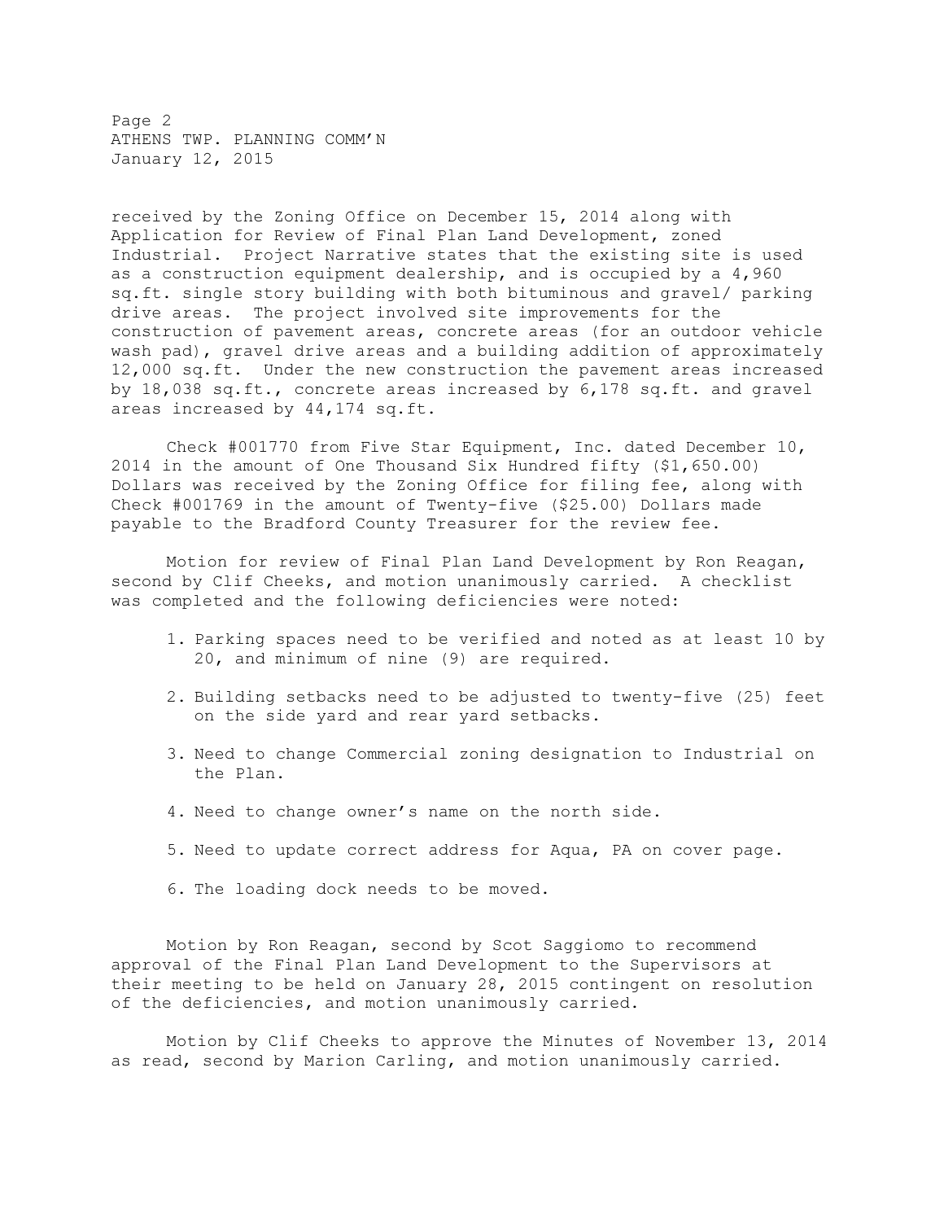received by the Zoning Office on December 15, 2014 along with Application for Review of Final Plan Land Development, zoned Industrial. Project Narrative states that the existing site is used as a construction equipment dealership, and is occupied by a 4,960 sq.ft. single story building with both bituminous and gravel/ parking drive areas. The project involved site improvements for the construction of pavement areas, concrete areas (for an outdoor vehicle wash pad), gravel drive areas and a building addition of approximately 12,000 sq.ft. Under the new construction the pavement areas increased by 18,038 sq.ft., concrete areas increased by 6,178 sq.ft. and gravel areas increased by 44,174 sq.ft.

Check #001770 from Five Star Equipment, Inc. dated December 10, 2014 in the amount of One Thousand Six Hundred fifty ($1,650.00) Dollars was received by the Zoning Office for filing fee, along with Check #001769 in the amount of Twenty-five ($25.00) Dollars made payable to the Bradford County Treasurer for the review fee.

Motion for review of Final Plan Land Development by Ron Reagan, second by Clif Cheeks, and motion unanimously carried. A checklist was completed and the following deficiencies were noted:

1. Parking spaces need to be verified and noted as at least 10 by 20, and minimum of nine (9) are required.

2. Building setbacks need to be adjusted to twenty-five (25) feet on the side yard and rear yard setbacks.

3. Need to change Commercial zoning designation to Industrial on the Plan.

4. Need to change owner's name on the north side.

5. Need to update correct address for Aqua, PA on cover page.

6. The loading dock needs to be moved.

Motion by Ron Reagan, second by Scot Saggiomo to recommend approval of the Final Plan Land Development to the Supervisors at their meeting to be held on January 28, 2015 contingent on resolution of the deficiencies, and motion unanimously carried.

Motion by Clif Cheeks to approve the Minutes of November 13, 2014 as read, second by Marion Carling, and motion unanimously carried.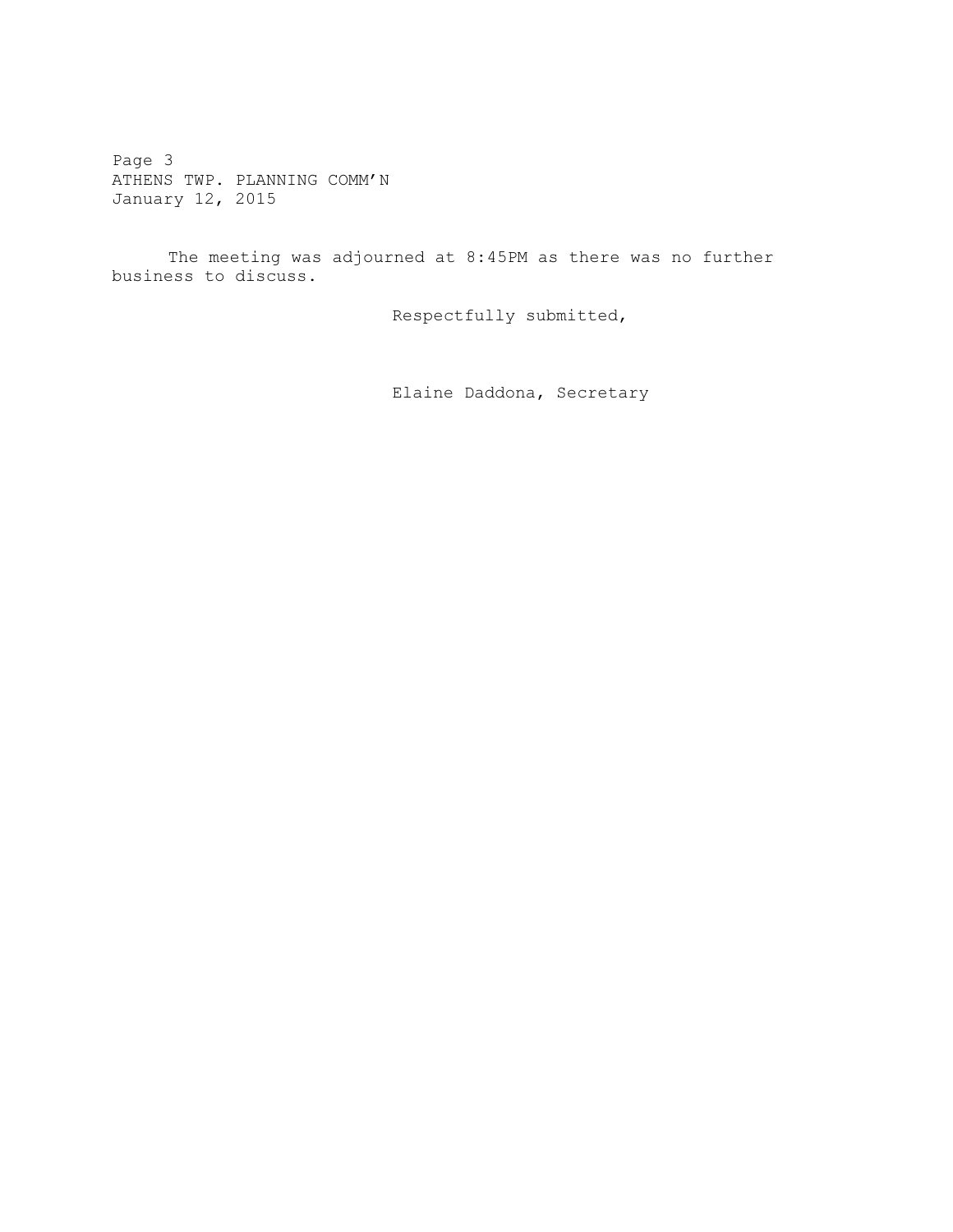The meeting was adjourned at 8:45PM as there was no further business to discuss.

Respectfully submitted,

Elaine Daddona, Secretary